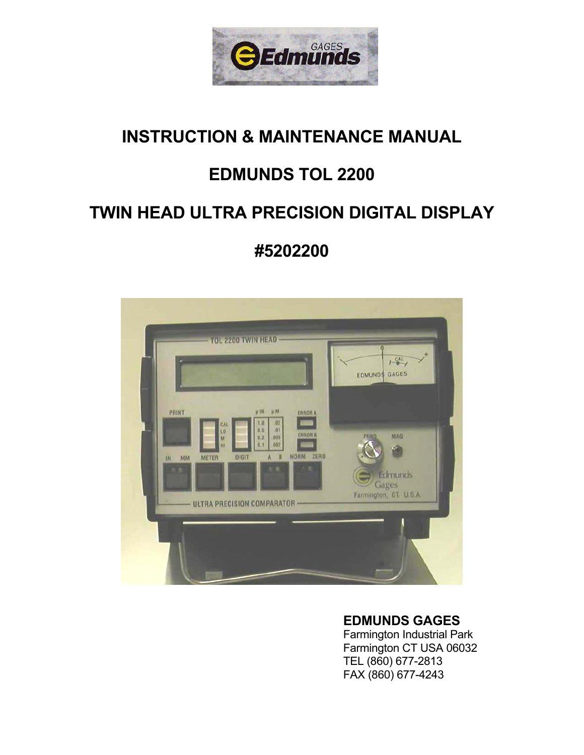# INSTRUCTION & MAINTENANCE MANUAL

# EDMUNDS TOL 2200

# TWIN HEAD ULTRA PRECISION DIGITAL DISPLAY

# #5202200

**EDMUNDS GAGES**
Farmington Industrial Park
Farmington CT USA 06032
TEL (860) 677-2813
FAX (860) 677-4243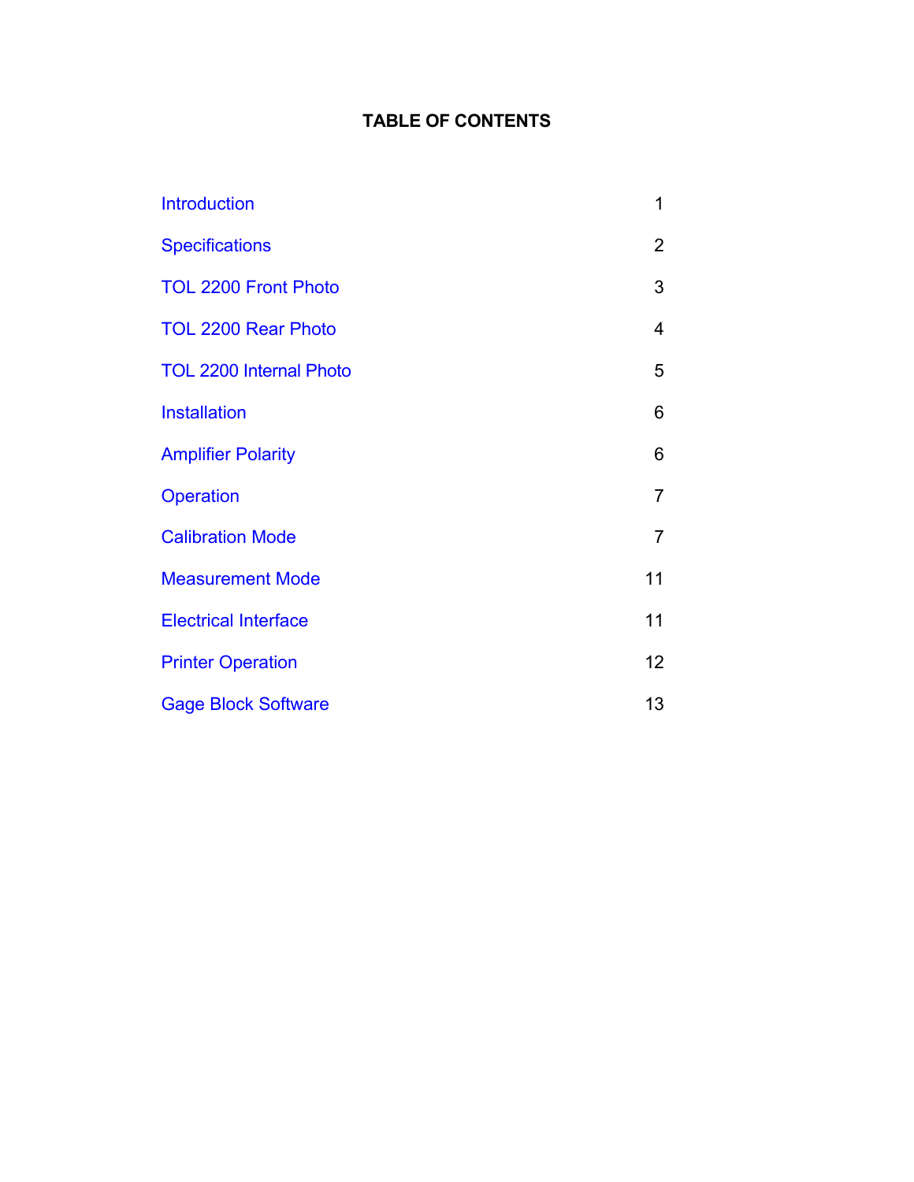# TABLE OF CONTENTS

| | |
|---|---|
| Introduction | 1 |
| Specifications | 2 |
| TOL 2200 Front Photo | 3 |
| TOL 2200 Rear Photo | 4 |
| TOL 2200 Internal Photo | 5 |
| Installation | 6 |
| Amplifier Polarity | 6 |
| Operation | 7 |
| Calibration Mode | 7 |
| Measurement Mode | 11 |
| Electrical Interface | 11 |
| Printer Operation | 12 |
| Gage Block Software | 13 |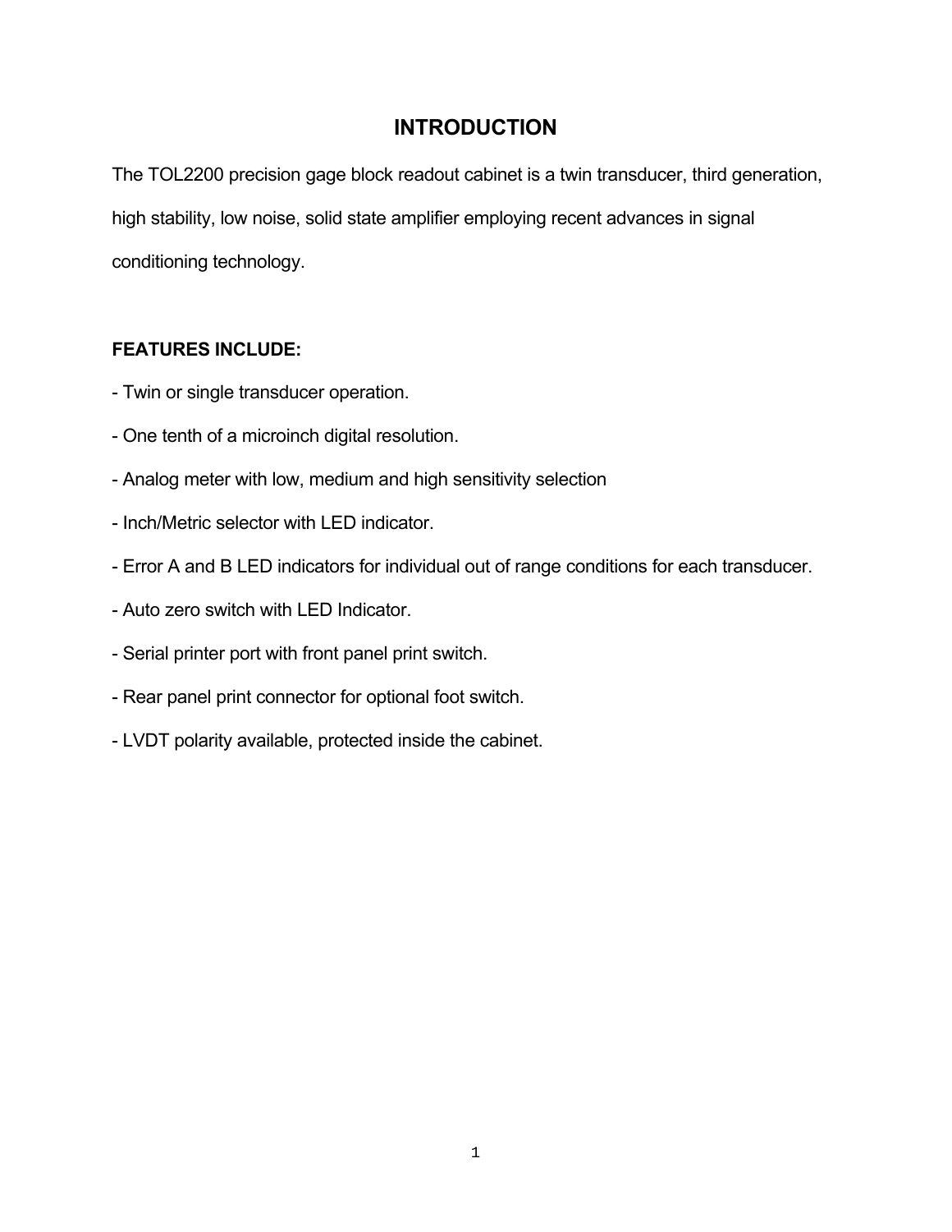# INTRODUCTION

The TOL2200 precision gage block readout cabinet is a twin transducer, third generation, high stability, low noise, solid state amplifier employing recent advances in signal conditioning technology.

**FEATURES INCLUDE:**

- Twin or single transducer operation.
- One tenth of a microinch digital resolution.
- Analog meter with low, medium and high sensitivity selection
- Inch/Metric selector with LED indicator.
- Error A and B LED indicators for individual out of range conditions for each transducer.
- Auto zero switch with LED Indicator.
- Serial printer port with front panel print switch.
- Rear panel print connector for optional foot switch.
- LVDT polarity available, protected inside the cabinet.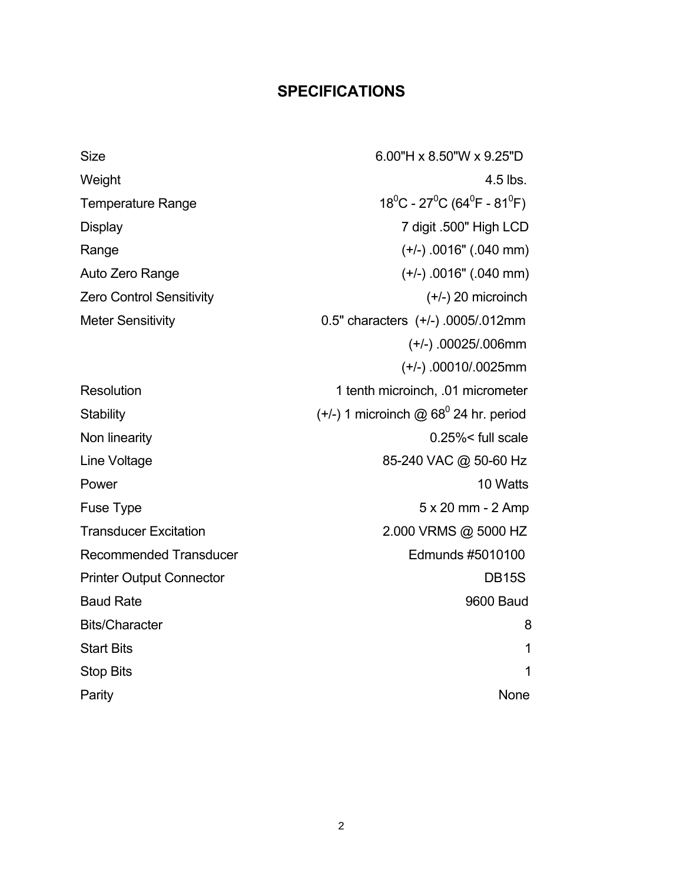# SPECIFICATIONS

| | |
|---|---|
| Size | 6.00"H x 8.50"W x 9.25"D |
| Weight | 4.5 lbs. |
| Temperature Range | $18^0$C - $27^0$C ($64^0$F - $81^0$F) |
| Display | 7 digit .500" High LCD |
| Range | (+/-) .0016" (.040 mm) |
| Auto Zero Range | (+/-) .0016" (.040 mm) |
| Zero Control Sensitivity | (+/-) 20 microinch |
| Meter Sensitivity | 0.5" characters (+/-) .0005/.012mm |
| | (+/-) .00025/.006mm |
| | (+/-) .00010/.0025mm |
| Resolution | 1 tenth microinch, .01 micrometer |
| Stability | (+/-) 1 microinch @ $68^0$ 24 hr. period |
| Non linearity | 0.25%< full scale |
| Line Voltage | 85-240 VAC @ 50-60 Hz |
| Power | 10 Watts |
| Fuse Type | 5 x 20 mm - 2 Amp |
| Transducer Excitation | 2.000 VRMS @ 5000 HZ |
| Recommended Transducer | Edmunds #5010100 |
| Printer Output Connector | DB15S |
| Baud Rate | 9600 Baud |
| Bits/Character | 8 |
| Start Bits | 1 |
| Stop Bits | 1 |
| Parity | None |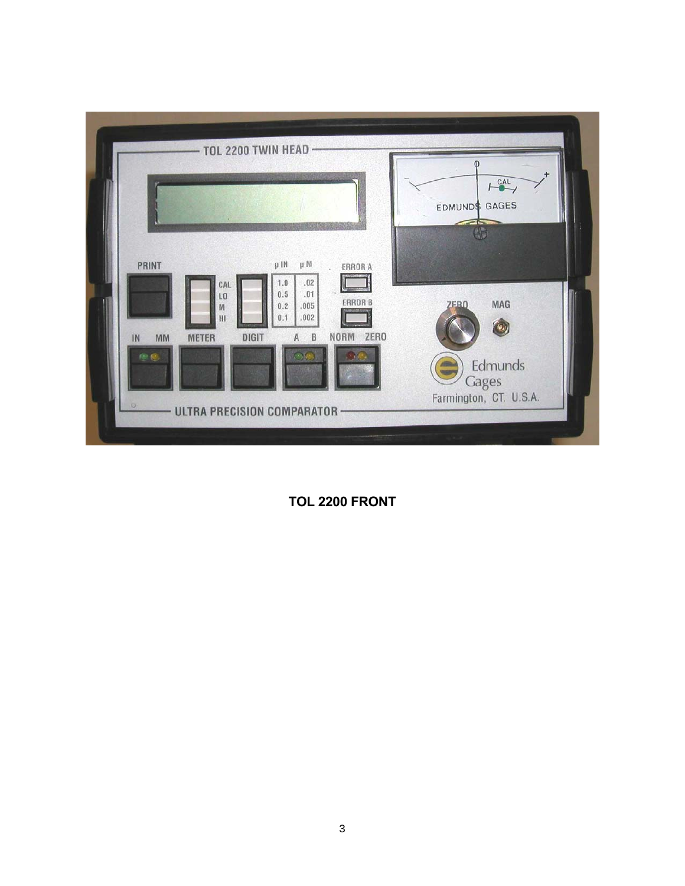**TOL 2200 FRONT**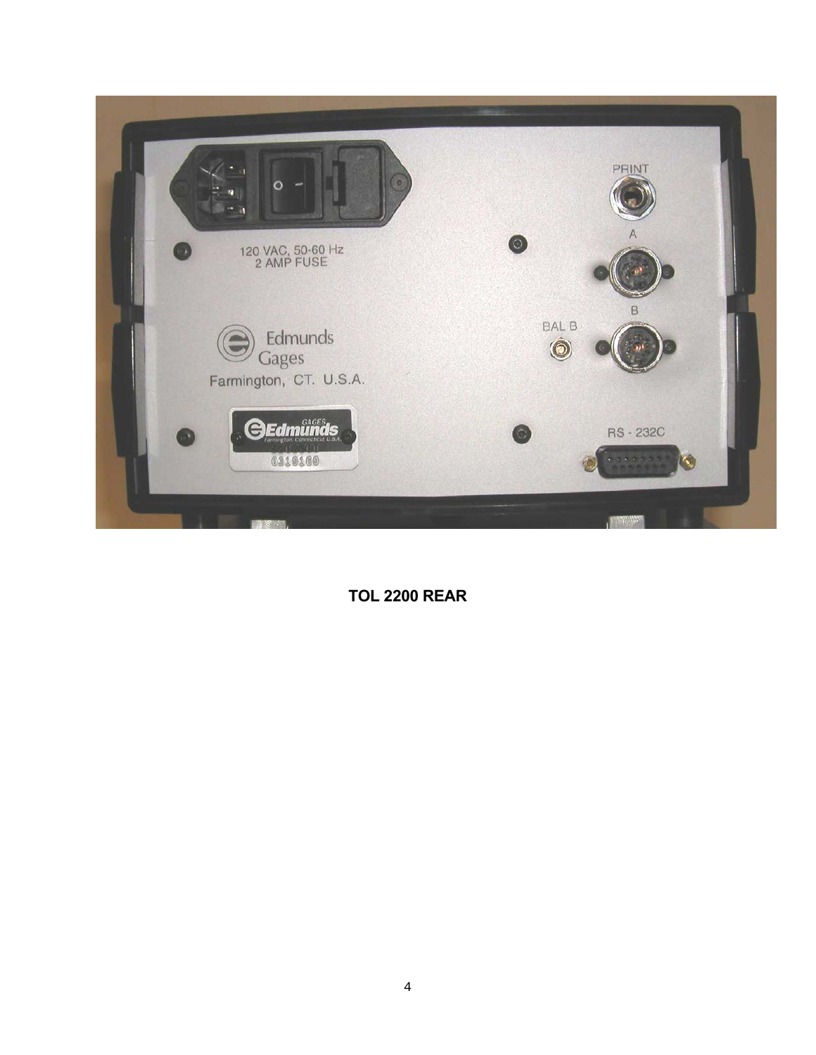**TOL 2200 REAR**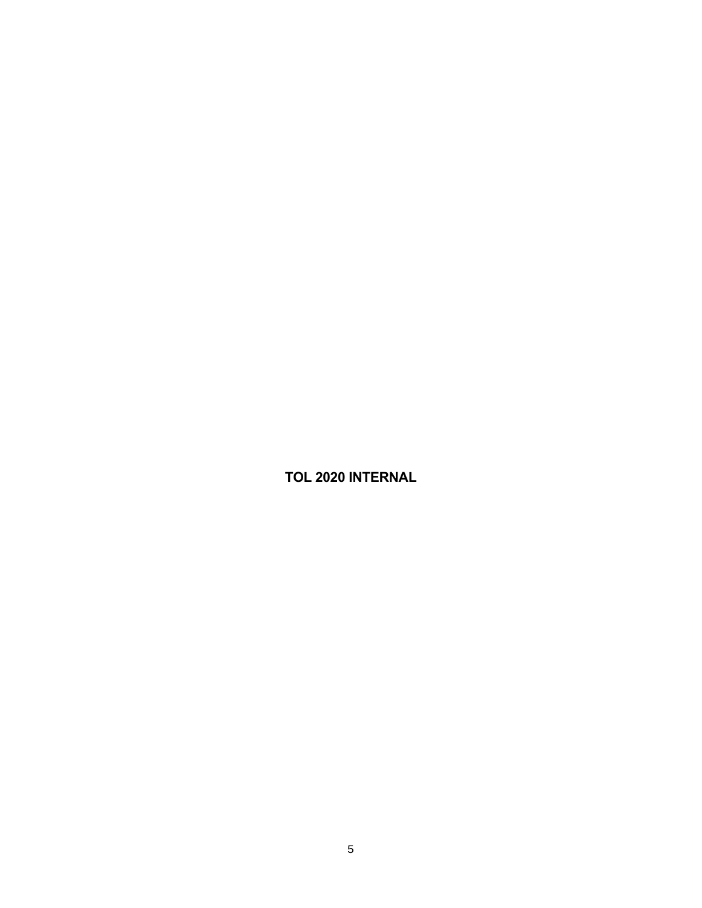**TOL 2020 INTERNAL**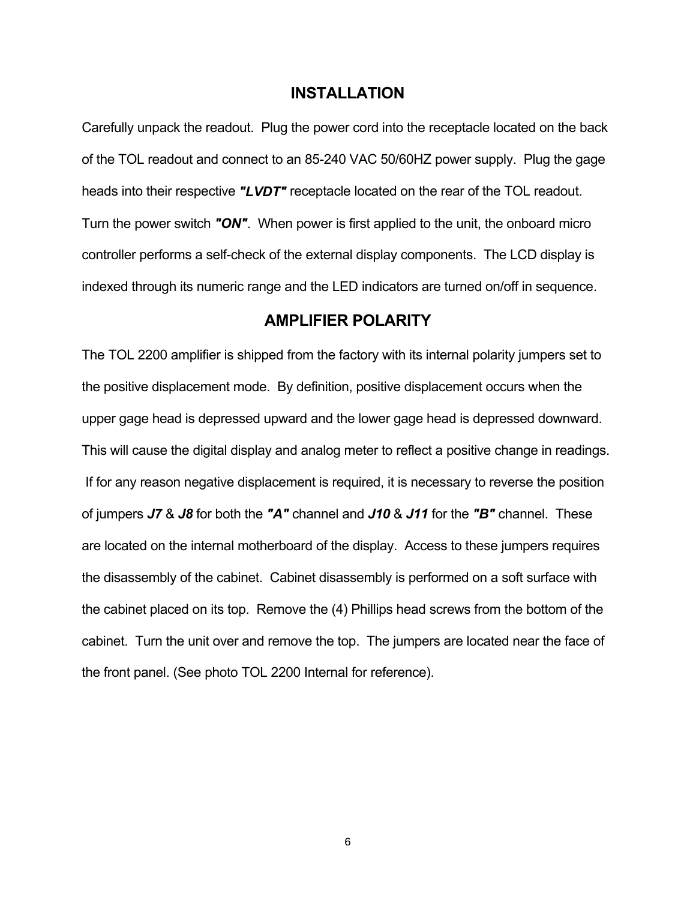## INSTALLATION

Carefully unpack the readout. Plug the power cord into the receptacle located on the back of the TOL readout and connect to an 85-240 VAC 50/60HZ power supply. Plug the gage heads into their respective ***"LVDT"*** receptacle located on the rear of the TOL readout. Turn the power switch ***"ON"***. When power is first applied to the unit, the onboard micro controller performs a self-check of the external display components. The LCD display is indexed through its numeric range and the LED indicators are turned on/off in sequence.

## AMPLIFIER POLARITY

The TOL 2200 amplifier is shipped from the factory with its internal polarity jumpers set to the positive displacement mode. By definition, positive displacement occurs when the upper gage head is depressed upward and the lower gage head is depressed downward. This will cause the digital display and analog meter to reflect a positive change in readings. If for any reason negative displacement is required, it is necessary to reverse the position of jumpers ***J7*** & ***J8*** for both the ***"A"*** channel and ***J10*** & ***J11*** for the ***"B"*** channel. These are located on the internal motherboard of the display. Access to these jumpers requires the disassembly of the cabinet. Cabinet disassembly is performed on a soft surface with the cabinet placed on its top. Remove the (4) Phillips head screws from the bottom of the cabinet. Turn the unit over and remove the top. The jumpers are located near the face of the front panel. (See photo TOL 2200 Internal for reference).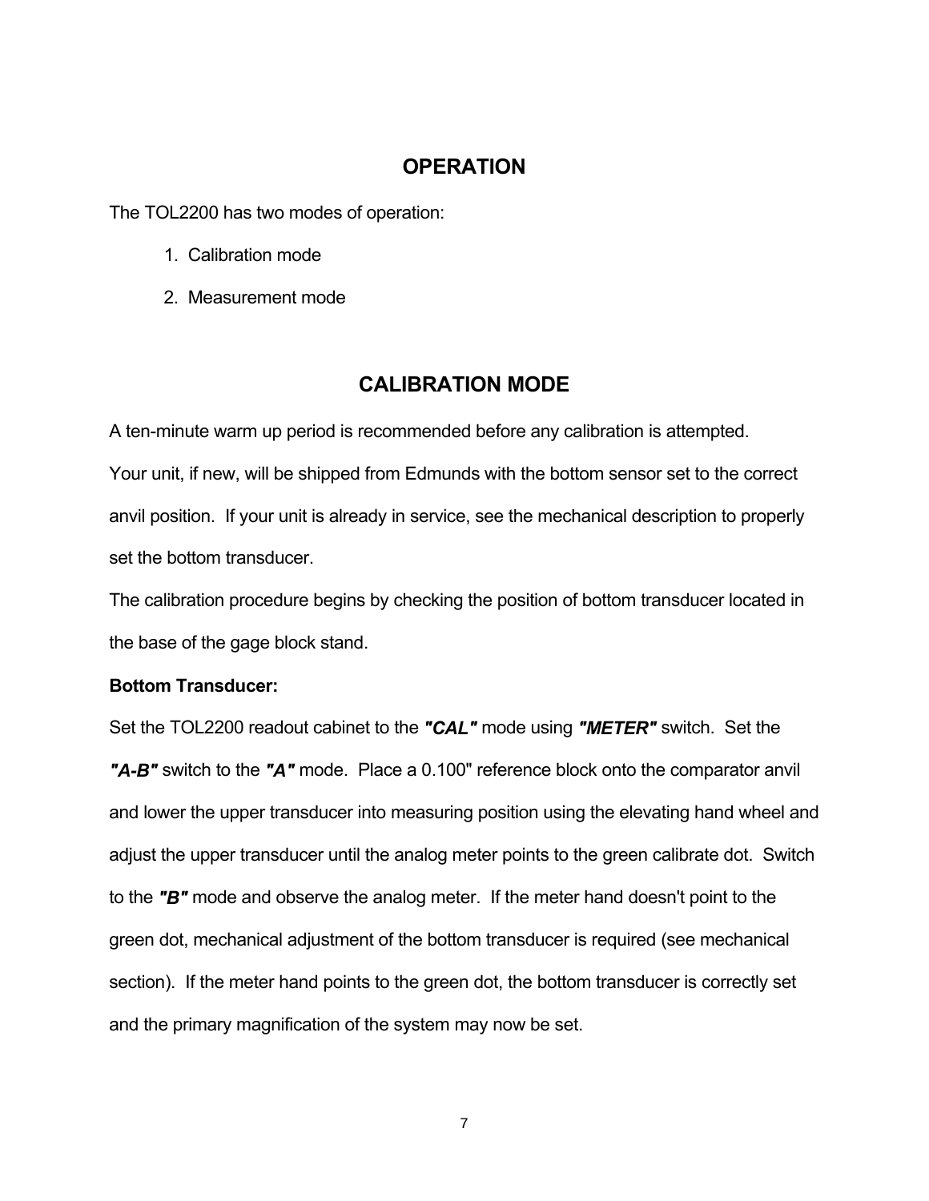## OPERATION

The TOL2200 has two modes of operation:

1. Calibration mode
2. Measurement mode

## CALIBRATION MODE

A ten-minute warm up period is recommended before any calibration is attempted.

Your unit, if new, will be shipped from Edmunds with the bottom sensor set to the correct anvil position. If your unit is already in service, see the mechanical description to properly set the bottom transducer.

The calibration procedure begins by checking the position of bottom transducer located in the base of the gage block stand.

**Bottom Transducer:**

Set the TOL2200 readout cabinet to the ***"CAL"*** mode using ***"METER"*** switch. Set the ***"A-B"*** switch to the ***"A"*** mode. Place a 0.100" reference block onto the comparator anvil and lower the upper transducer into measuring position using the elevating hand wheel and adjust the upper transducer until the analog meter points to the green calibrate dot. Switch to the ***"B"*** mode and observe the analog meter. If the meter hand doesn't point to the green dot, mechanical adjustment of the bottom transducer is required (see mechanical section). If the meter hand points to the green dot, the bottom transducer is correctly set and the primary magnification of the system may now be set.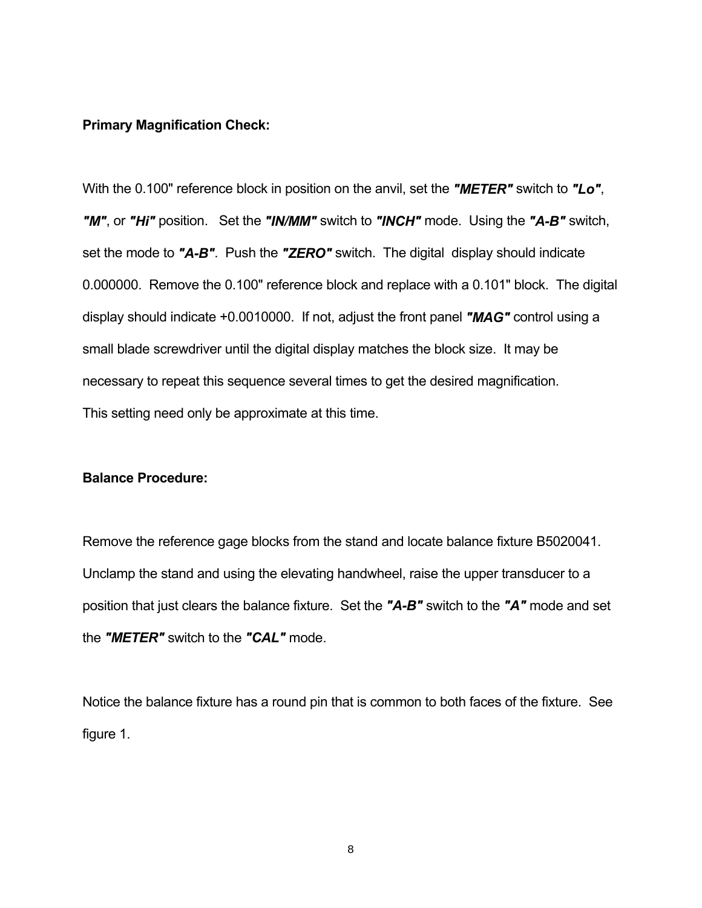**Primary Magnification Check:**

With the 0.100" reference block in position on the anvil, set the ***"METER"*** switch to ***"Lo"***, ***"M"***, or ***"Hi"*** position. Set the ***"IN/MM"*** switch to ***"INCH"*** mode. Using the ***"A-B"*** switch, set the mode to ***"A-B"***. Push the ***"ZERO"*** switch. The digital display should indicate 0.000000. Remove the 0.100" reference block and replace with a 0.101" block. The digital display should indicate +0.0010000. If not, adjust the front panel ***"MAG"*** control using a small blade screwdriver until the digital display matches the block size. It may be necessary to repeat this sequence several times to get the desired magnification. This setting need only be approximate at this time.

**Balance Procedure:**

Remove the reference gage blocks from the stand and locate balance fixture B5020041. Unclamp the stand and using the elevating handwheel, raise the upper transducer to a position that just clears the balance fixture. Set the ***"A-B"*** switch to the ***"A"*** mode and set the ***"METER"*** switch to the ***"CAL"*** mode.

Notice the balance fixture has a round pin that is common to both faces of the fixture. See figure 1.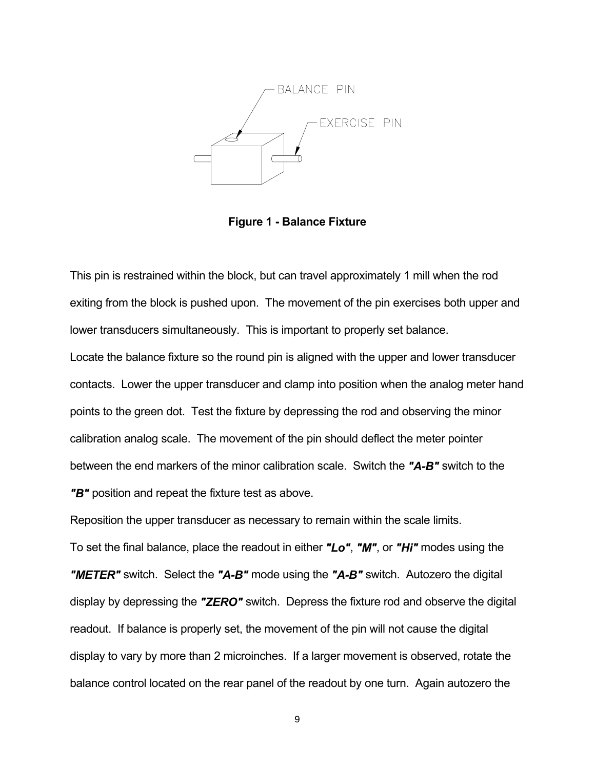**Figure 1 - Balance Fixture**

This pin is restrained within the block, but can travel approximately 1 mill when the rod exiting from the block is pushed upon. The movement of the pin exercises both upper and lower transducers simultaneously. This is important to properly set balance.

Locate the balance fixture so the round pin is aligned with the upper and lower transducer contacts. Lower the upper transducer and clamp into position when the analog meter hand points to the green dot. Test the fixture by depressing the rod and observing the minor calibration analog scale. The movement of the pin should deflect the meter pointer between the end markers of the minor calibration scale. Switch the ***"A-B"*** switch to the ***"B"*** position and repeat the fixture test as above.

Reposition the upper transducer as necessary to remain within the scale limits.

To set the final balance, place the readout in either ***"Lo"***, ***"M"***, or ***"Hi"*** modes using the ***"METER"*** switch. Select the ***"A-B"*** mode using the ***"A-B"*** switch. Autozero the digital display by depressing the ***"ZERO"*** switch. Depress the fixture rod and observe the digital readout. If balance is properly set, the movement of the pin will not cause the digital display to vary by more than 2 microinches. If a larger movement is observed, rotate the balance control located on the rear panel of the readout by one turn. Again autozero the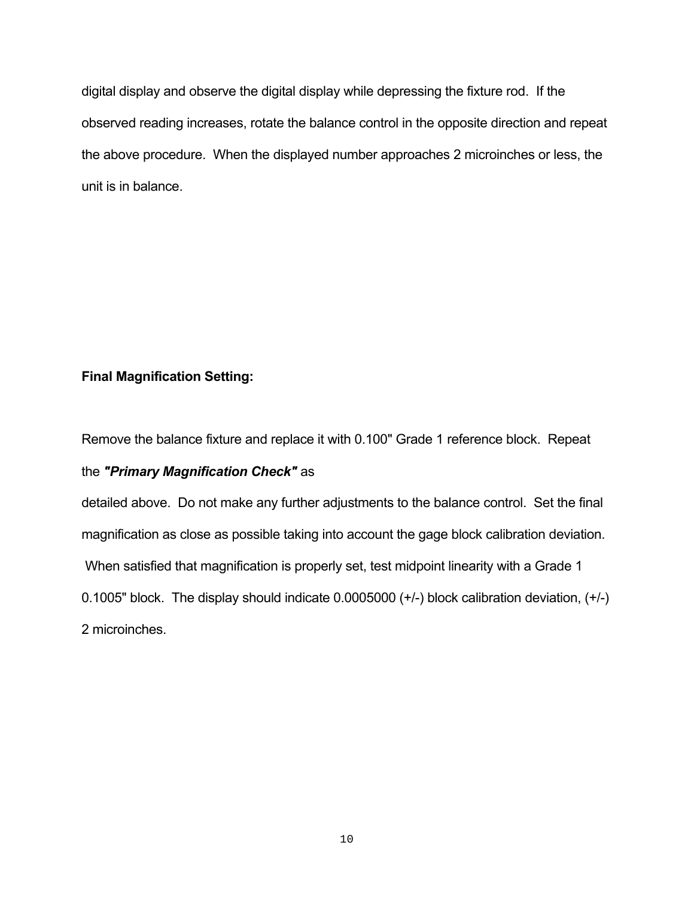digital display and observe the digital display while depressing the fixture rod. If the observed reading increases, rotate the balance control in the opposite direction and repeat the above procedure. When the displayed number approaches 2 microinches or less, the unit is in balance.

**Final Magnification Setting:**

Remove the balance fixture and replace it with 0.100" Grade 1 reference block. Repeat the ***"Primary Magnification Check"*** as detailed above. Do not make any further adjustments to the balance control. Set the final magnification as close as possible taking into account the gage block calibration deviation. When satisfied that magnification is properly set, test midpoint linearity with a Grade 1 0.1005" block. The display should indicate 0.0005000 (+/-) block calibration deviation, (+/-) 2 microinches.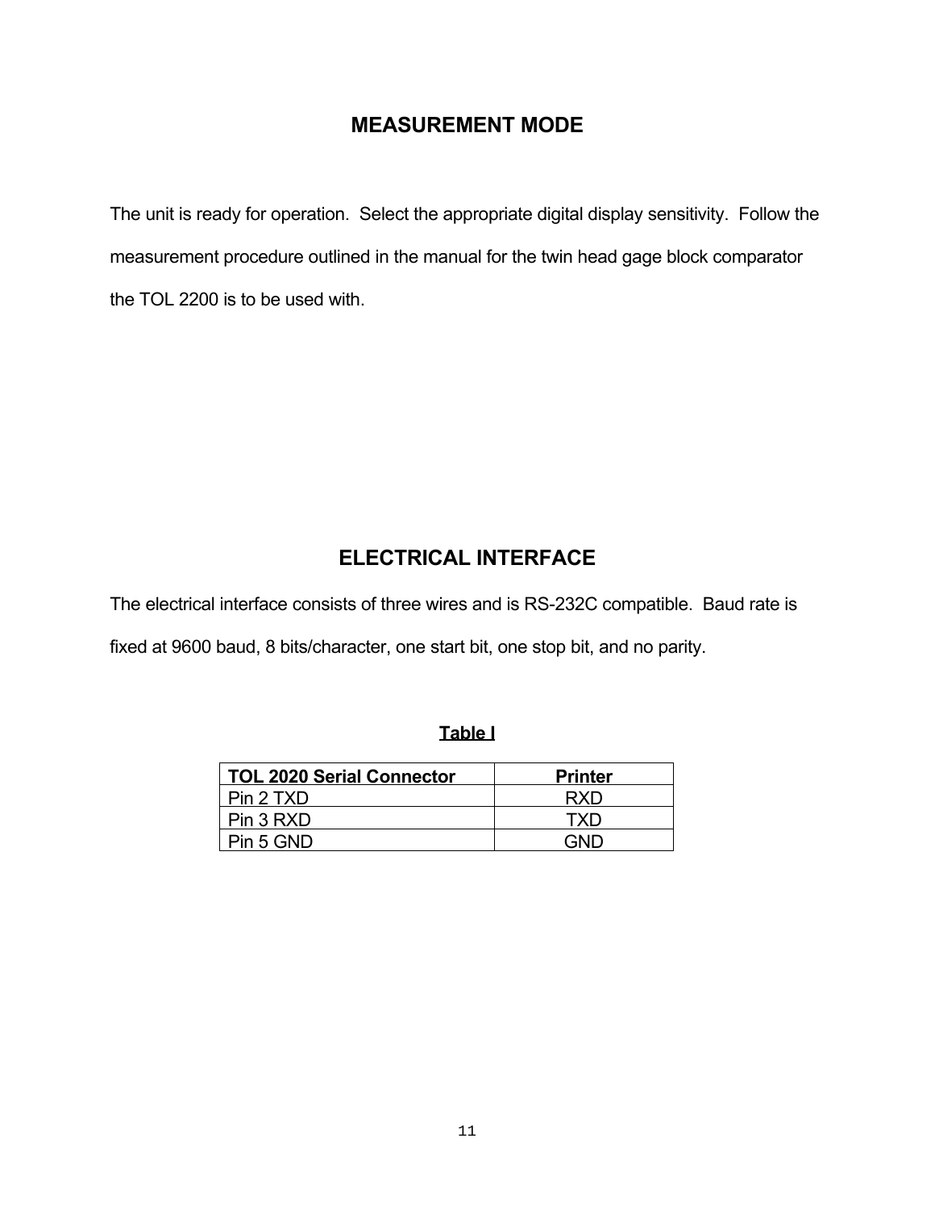## MEASUREMENT MODE

The unit is ready for operation. Select the appropriate digital display sensitivity. Follow the measurement procedure outlined in the manual for the twin head gage block comparator the TOL 2200 is to be used with.

## ELECTRICAL INTERFACE

The electrical interface consists of three wires and is RS-232C compatible. Baud rate is fixed at 9600 baud, 8 bits/character, one start bit, one stop bit, and no parity.

**Table I**

| TOL 2020 Serial Connector | Printer |
|---|---|
| Pin 2 TXD | RXD |
| Pin 3 RXD | TXD |
| Pin 5 GND | GND |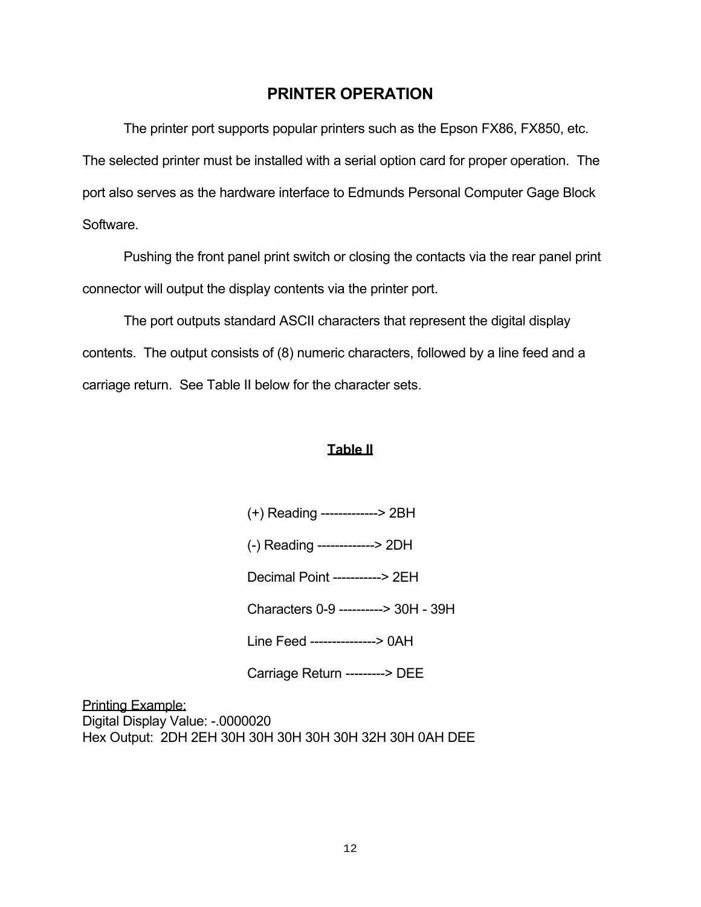# PRINTER OPERATION

The printer port supports popular printers such as the Epson FX86, FX850, etc. The selected printer must be installed with a serial option card for proper operation. The port also serves as the hardware interface to Edmunds Personal Computer Gage Block Software.

Pushing the front panel print switch or closing the contacts via the rear panel print connector will output the display contents via the printer port.

The port outputs standard ASCII characters that represent the digital display contents. The output consists of (8) numeric characters, followed by a line feed and a carriage return. See Table II below for the character sets.

**Table II**

(+) Reading -------------> 2BH

(-) Reading -------------> 2DH

Decimal Point -----------> 2EH

Characters 0-9 ----------> 30H - 39H

Line Feed ---------------> 0AH

Carriage Return ---------> DEE

Printing Example:
Digital Display Value: -.0000020
Hex Output: 2DH 2EH 30H 30H 30H 30H 30H 32H 30H 0AH DEE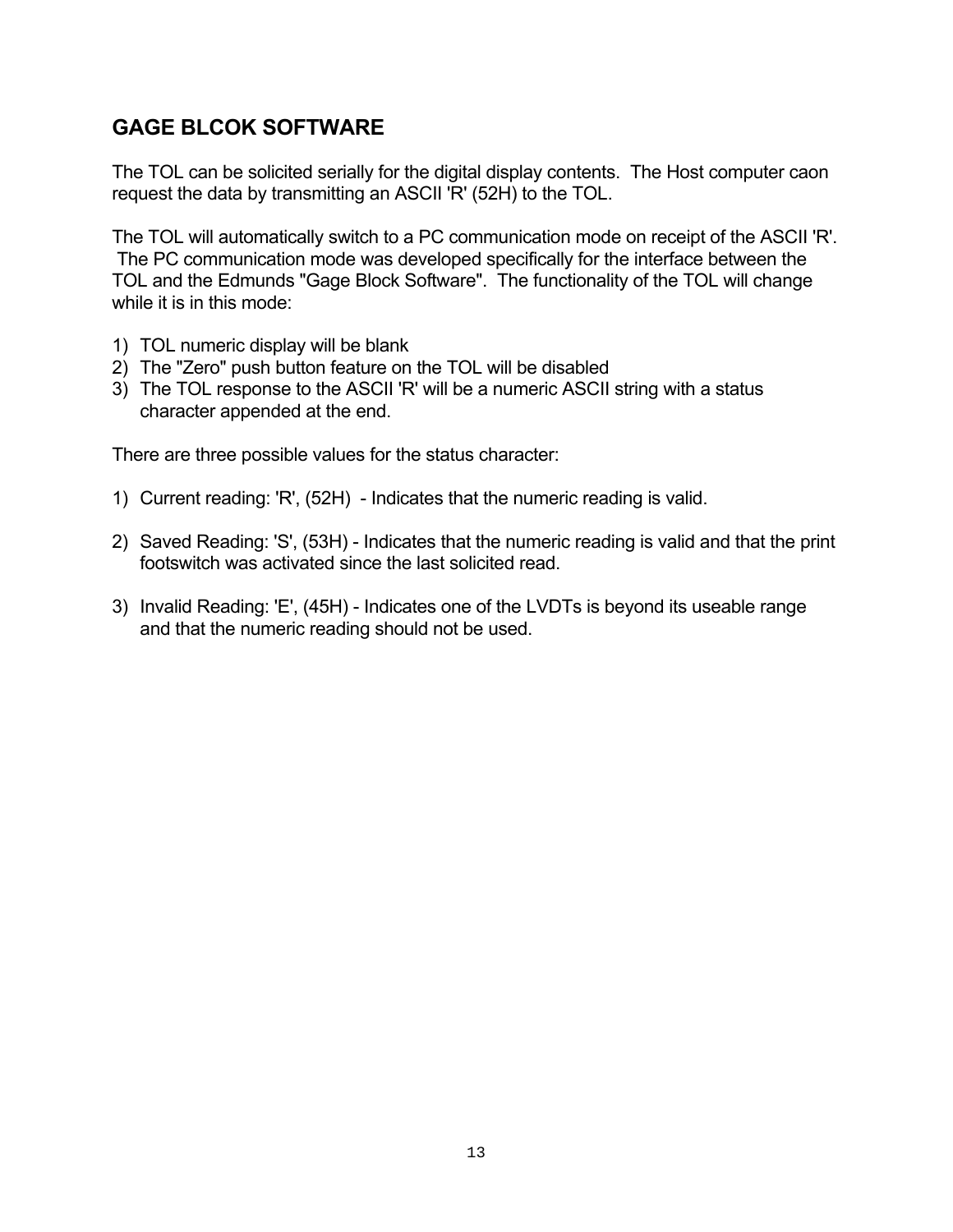## GAGE BLCOK SOFTWARE

The TOL can be solicited serially for the digital display contents. The Host computer caon request the data by transmitting an ASCII 'R' (52H) to the TOL.

The TOL will automatically switch to a PC communication mode on receipt of the ASCII 'R'. The PC communication mode was developed specifically for the interface between the TOL and the Edmunds "Gage Block Software". The functionality of the TOL will change while it is in this mode:

1) TOL numeric display will be blank
2) The "Zero" push button feature on the TOL will be disabled
3) The TOL response to the ASCII 'R' will be a numeric ASCII string with a status character appended at the end.

There are three possible values for the status character:

1) Current reading: 'R', (52H) - Indicates that the numeric reading is valid.

2) Saved Reading: 'S', (53H) - Indicates that the numeric reading is valid and that the print footswitch was activated since the last solicited read.

3) Invalid Reading: 'E', (45H) - Indicates one of the LVDTs is beyond its useable range and that the numeric reading should not be used.